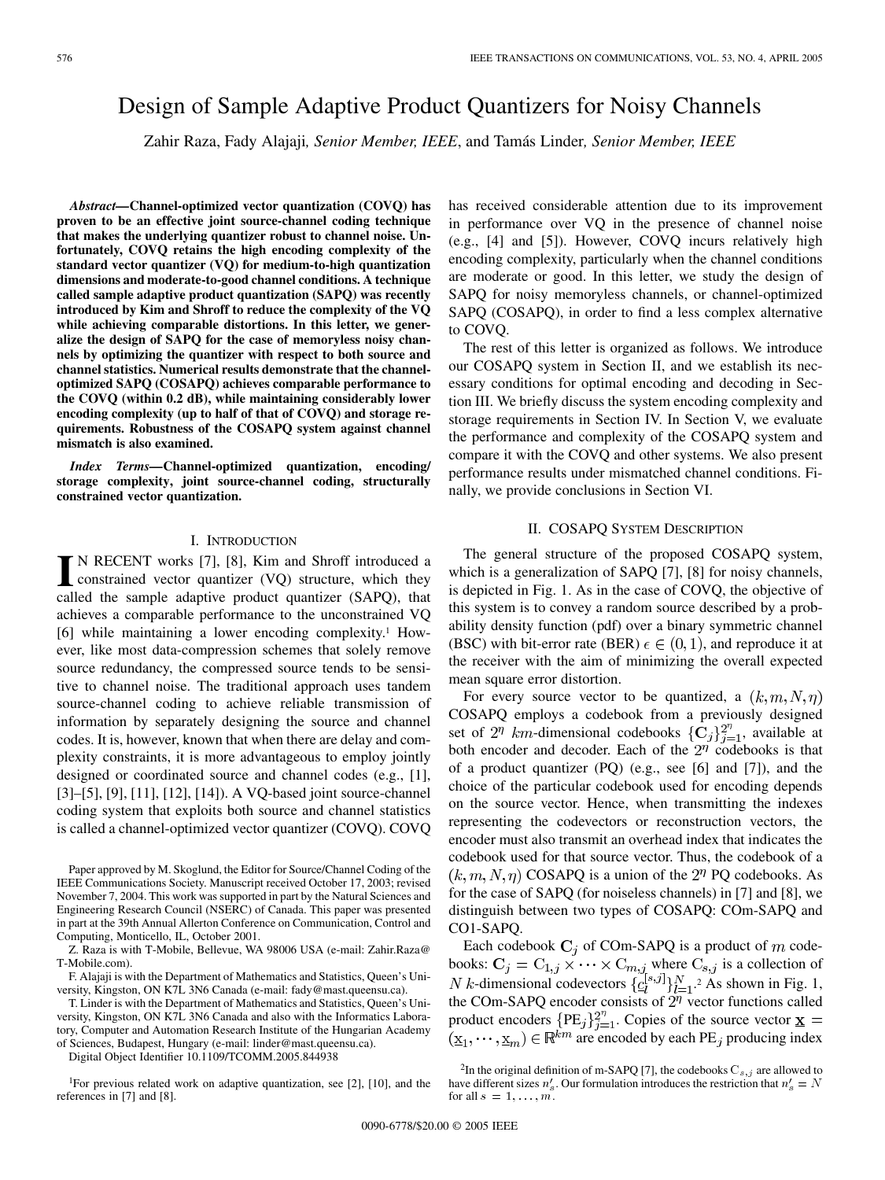# Design of Sample Adaptive Product Quantizers for Noisy Channels

Zahir Raza, Fady Alajaji, *Senior Member, IEEE*, and Tamás Linder, *Senior Member, IEEE*

***Abstract*—Channel-optimized vector quantization (COVQ) has proven to be an effective joint source-channel coding technique that makes the underlying quantizer robust to channel noise. Unfortunately, COVQ retains the high encoding complexity of the standard vector quantizer (VQ) for medium-to-high quantization dimensions and moderate-to-good channel conditions. A technique called sample adaptive product quantization (SAPQ) was recently introduced by Kim and Shroff to reduce the complexity of the VQ while achieving comparable distortions. In this letter, we generalize the design of SAPQ for the case of memoryless noisy channels by optimizing the quantizer with respect to both source and channel statistics. Numerical results demonstrate that the channel-optimized SAPQ (COSAPQ) achieves comparable performance to the COVQ (within 0.2 dB), while maintaining considerably lower encoding complexity (up to half of that of COVQ) and storage requirements. Robustness of the COSAPQ system against channel mismatch is also examined.**

***Index Terms*—Channel-optimized quantization, encoding/storage complexity, joint source-channel coding, structurally constrained vector quantization.**

## I. Introduction

In recent works [7], [8], Kim and Shroff introduced a constrained vector quantizer (VQ) structure, which they called the sample adaptive product quantizer (SAPQ), that achieves a comparable performance to the unconstrained VQ [6] while maintaining a lower encoding complexity.[1] However, like most data-compression schemes that solely remove source redundancy, the compressed source tends to be sensitive to channel noise. The traditional approach uses tandem source-channel coding to achieve reliable transmission of information by separately designing the source and channel codes. It is, however, known that when there are delay and complexity constraints, it is more advantageous to employ jointly designed or coordinated source and channel codes (e.g., [1], [3]–[5], [9], [11], [12], [14]). A VQ-based joint source-channel coding system that exploits both source and channel statistics is called a channel-optimized vector quantizer (COVQ). COVQ has received considerable attention due to its improvement in performance over VQ in the presence of channel noise (e.g., [4] and [5]). However, COVQ incurs relatively high encoding complexity, particularly when the channel conditions are moderate or good. In this letter, we study the design of SAPQ for noisy memoryless channels, or channel-optimized SAPQ (COSAPQ), in order to find a less complex alternative to COVQ.

The rest of this letter is organized as follows. We introduce our COSAPQ system in Section II, and we establish its necessary conditions for optimal encoding and decoding in Section III. We briefly discuss the system encoding complexity and storage requirements in Section IV. In Section V, we evaluate the performance and complexity of the COSAPQ system and compare it with the COVQ and other systems. We also present performance results under mismatched channel conditions. Finally, we provide conclusions in Section VI.

## II. COSAPQ System Description

The general structure of the proposed COSAPQ system, which is a generalization of SAPQ [7], [8] for noisy channels, is depicted in Fig. 1. As in the case of COVQ, the objective of this system is to convey a random source described by a probability density function (pdf) over a binary symmetric channel (BSC) with bit-error rate (BER) $\epsilon \in (0, 1)$, and reproduce it at the receiver with the aim of minimizing the overall expected mean square error distortion.

For every source vector to be quantized, a $(k, m, N, \eta)$ COSAPQ employs a codebook from a previously designed set of $2^\eta$ $km$-dimensional codebooks $\{\mathbf{C}_j\}_{j=1}^{2^\eta}$, available at both encoder and decoder. Each of the $2^\eta$ codebooks is that of a product quantizer (PQ) (e.g., see [6] and [7]), and the choice of the particular codebook used for encoding depends on the source vector. Hence, when transmitting the indexes representing the codevectors or reconstruction vectors, the encoder must also transmit an overhead index that indicates the codebook used for that source vector. Thus, the codebook of a $(k, m, N, \eta)$ COSAPQ is a union of the $2^\eta$ PQ codebooks. As for the case of SAPQ (for noiseless channels) in [7] and [8], we distinguish between two types of COSAPQ: COm-SAPQ and CO1-SAPQ.

Each codebook $\mathbf{C}_j$ of COm-SAPQ is a product of $m$ codebooks: $\mathbf{C}_j = \mathrm{C}_{1,j} \times \cdots \times \mathrm{C}_{m,j}$ where $\mathrm{C}_{s,j}$ is a collection of $N$ $k$-dimensional codevectors $\{\underline{c}_l^{[s,j]}\}_{l=1}^{N}$.[2] As shown in Fig. 1, the COm-SAPQ encoder consists of $2^\eta$ vector functions called product encoders $\{\mathrm{PE}_j\}_{j=1}^{2^\eta}$. Copies of the source vector $\mathbf{x} = (\underline{x}_1, \cdots, \underline{x}_m) \in \mathbb{R}^{km}$ are encoded by each $\mathrm{PE}_j$ producing index

---

Paper approved by M. Skoglund, the Editor for Source/Channel Coding of the IEEE Communications Society. Manuscript received October 17, 2003; revised November 7, 2004. This work was supported in part by the Natural Sciences and Engineering Research Council (NSERC) of Canada. This paper was presented in part at the 39th Annual Allerton Conference on Communication, Control and Computing, Monticello, IL, October 2001.

Z. Raza is with T-Mobile, Bellevue, WA 98006 USA (e-mail: Zahir.Raza@T-Mobile.com).

F. Alajaji is with the Department of Mathematics and Statistics, Queen's University, Kingston, ON K7L 3N6 Canada (e-mail: fady@mast.queensu.ca).

T. Linder is with the Department of Mathematics and Statistics, Queen's University, Kingston, ON K7L 3N6 Canada and also with the Informatics Laboratory, Computer and Automation Research Institute of the Hungarian Academy of Sciences, Budapest, Hungary (e-mail: linder@mast.queensu.ca).

Digital Object Identifier 10.1109/TCOMM.2005.844938

[1] For previous related work on adaptive quantization, see [2], [10], and the references in [7] and [8].

[2] In the original definition of m-SAPQ [7], the codebooks $C_{s,j}$ are allowed to have different sizes $n'_s$. Our formulation introduces the restriction that $n'_s = N$ for all $s = 1, \ldots, m$.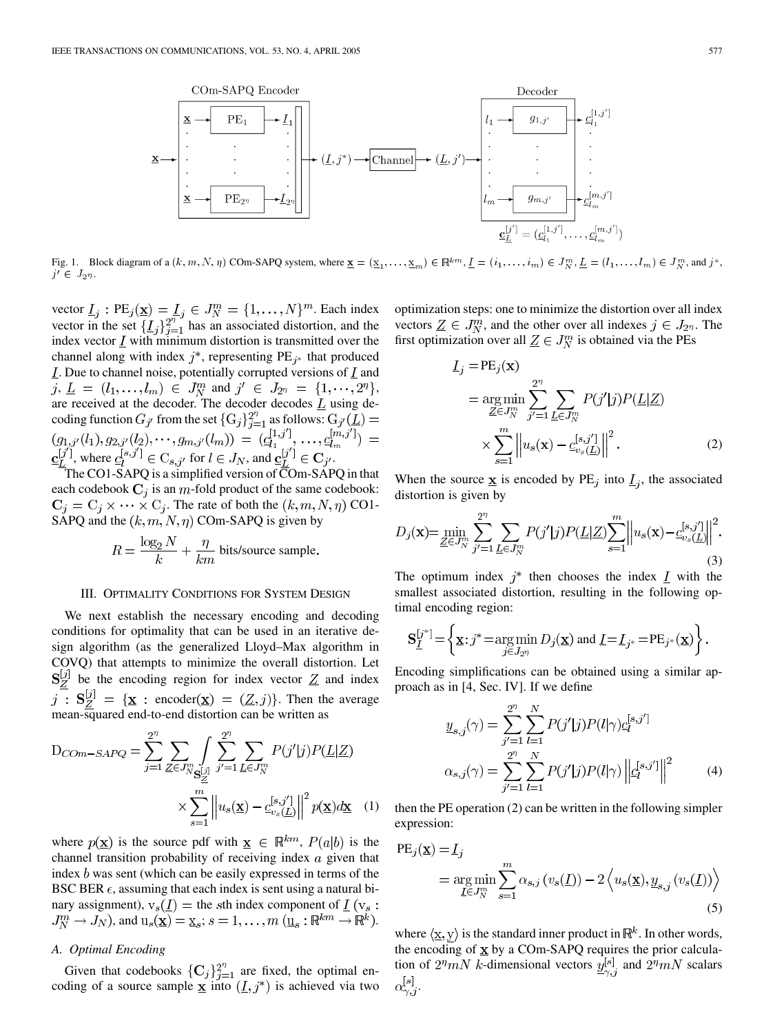Fig. 1. Block diagram of a $(k, m, N, \eta)$ COm-SAPQ system, where $\underline{\mathbf{x}} = (\underline{\mathrm{x}}_1, \ldots, \underline{\mathrm{x}}_m) \in \mathbb{R}^{km}$, $\underline{I} = (i_1, \ldots, i_m) \in J_N^m$, $\underline{L} = (l_1, \ldots, l_m) \in J_N^m$, and $j^*$, $j' \in J_{2^\eta}$.

vector $\underline{I}_j$ : $\mathrm{PE}_j(\underline{\mathbf{x}}) = \underline{I}_j \in J_N^m = \{1, \ldots, N\}^m$. Each index vector in the set $\{\underline{I}_j\}_{j=1}^{2^\eta}$ has an associated distortion, and the index vector $\underline{I}$ with minimum distortion is transmitted over the channel along with index $j^*$, representing $\mathrm{PE}_{j^*}$ that produced $\underline{I}$. Due to channel noise, potentially corrupted versions of $\underline{I}$ and $j$, $\underline{L} = (l_1, \ldots, l_m) \in J_N^m$ and $j' \in J_{2^\eta} = \{1, \cdots, 2^\eta\}$, are received at the decoder. The decoder decodes $\underline{L}$ using decoding function $G_{j'}$ from the set $\{\mathrm{G}_j\}_{j=1}^{2^\eta}$ as follows: $\mathrm{G}_{j'}(\underline{L}) = (g_{1,j'}(l_1), g_{2,j'}(l_2), \cdots, g_{m,j'}(l_m)) = (\underline{c}_{l_1}^{[1,j']}, \ldots, \underline{c}_{l_m}^{[m,j']}) = \underline{\mathbf{c}}_{\underline{L}}^{[j']}$, where $\underline{c}_l^{[s,j']} \in \mathrm{C}_{s,j'}$ for $l \in J_N$, and $\underline{\mathbf{c}}_{\underline{L}}^{[j']} \in \mathbf{C}_{j'}$.

The CO1-SAPQ is a simplified version of COm-SAPQ in that each codebook $\mathbf{C}_j$ is an $m$-fold product of the same codebook: $\mathbf{C}_j = \mathrm{C}_j \times \cdots \times \mathrm{C}_j$. The rate of both the $(k, m, N, \eta)$ CO1-SAPQ and the $(k, m, N, \eta)$ COm-SAPQ is given by

$$R = \frac{\log_2 N}{k} + \frac{\eta}{km} \text{ bits/source sample.}$$

## III. Optimality Conditions for System Design

We next establish the necessary encoding and decoding conditions for optimality that can be used in an iterative design algorithm (as the generalized Lloyd–Max algorithm in COVQ) that attempts to minimize the overall distortion. Let $\mathbf{S}_{\underline{Z}}^{[j]}$ be the encoding region for index vector $\underline{Z}$ and index $j$ : $\mathbf{S}_{\underline{Z}}^{[j]} = \{\underline{\mathbf{x}} : \text{encoder}(\underline{\mathbf{x}}) = (\underline{Z}, j)\}$. Then the average mean-squared end-to-end distortion can be written as

$$\mathrm{D}_{COm-SAPQ} = \sum_{j=1}^{2^\eta} \sum_{\underline{Z} \in J_N^m} \int_{\mathbf{S}_{\underline{Z}}^{[j]}} \sum_{j'=1}^{2^\eta} \sum_{\underline{L} \in J_N^m} P(j'|j) P(\underline{L}|\underline{Z}) \times \sum_{s=1}^{m} \left\| u_s(\underline{\mathbf{x}}) - \underline{c}_{v_s(\underline{L})}^{[s,j']} \right\|^2 p(\underline{\mathbf{x}}) d\underline{\mathbf{x}} \quad (1)$$

where $p(\underline{\mathbf{x}})$ is the source pdf with $\underline{\mathbf{x}} \in \mathbb{R}^{km}$, $P(a|b)$ is the channel transition probability of receiving index $a$ given that index $b$ was sent (which can be easily expressed in terms of the BSC BER $\epsilon$, assuming that each index is sent using a natural binary assignment), $\mathrm{v}_s(\underline{I})$ = the $s$th index component of $\underline{I}$ ($\mathrm{v}_s : J_N^m \to J_N$), and $\mathrm{u}_s(\underline{\mathbf{x}}) = \underline{\mathrm{x}}_s$; $s = 1, \ldots, m$ ($\underline{\mathrm{u}}_s : \mathbb{R}^{km} \to \mathbb{R}^k$).

### A. Optimal Encoding

Given that codebooks $\{\mathbf{C}_j\}_{j=1}^{2^\eta}$ are fixed, the optimal encoding of a source sample $\underline{\mathbf{x}}$ into $(\underline{I}, j^*)$ is achieved via two optimization steps: one to minimize the distortion over all index vectors $\underline{Z} \in J_N^m$, and the other over all indexes $j \in J_{2^\eta}$. The first optimization over all $\underline{Z} \in J_N^m$ is obtained via the PEs

$$\begin{aligned} \underline{I}_j &= \mathrm{PE}_j(\underline{\mathbf{x}}) \\ &= \arg\min_{\underline{Z} \in J_N^m} \sum_{j'=1}^{2^\eta} \sum_{\underline{L} \in J_N^m} P(j'|j) P(\underline{L}|\underline{Z}) \\ &\quad \times \sum_{s=1}^{m} \left\| u_s(\underline{\mathbf{x}}) - \underline{c}_{v_s(\underline{L})}^{[s,j']} \right\|^2. \end{aligned} \quad (2)$$

When the source $\underline{\mathbf{x}}$ is encoded by $\mathrm{PE}_j$ into $\underline{I}_j$, the associated distortion is given by

$$D_j(\underline{\mathbf{x}}) = \min_{\underline{Z} \in J_N^m} \sum_{j'=1}^{2^\eta} \sum_{\underline{L} \in J_N^m} P(j'|j) P(\underline{L}|\underline{Z}) \sum_{s=1}^{m} \left\| u_s(\underline{\mathbf{x}}) - \underline{c}_{v_s(\underline{L})}^{[s,j']} \right\|^2. \quad (3)$$

The optimum index $j^*$ then chooses the index $\underline{I}$ with the smallest associated distortion, resulting in the following optimal encoding region:

$$\mathbf{S}_{\underline{I}}^{[j^*]} = \left\{ \underline{\mathbf{x}} : j^* = \arg\min_{j \in J_{2^\eta}} D_j(\underline{\mathbf{x}}) \text{ and } \underline{I} = \underline{I}_{j^*} = \mathrm{PE}_{j^*}(\underline{\mathbf{x}}) \right\}.$$

Encoding simplifications can be obtained using a similar approach as in [4, Sec. IV]. If we define

$$\begin{aligned} \underline{y}_{s,j}(\gamma) &= \sum_{j'=1}^{2^\eta} \sum_{l=1}^{N} P(j'|j) P(l|\gamma) \underline{c}_l^{[s,j']} \\ \alpha_{s,j}(\gamma) &= \sum_{j'=1}^{2^\eta} \sum_{l=1}^{N} P(j'|j) P(l|\gamma) \left\| \underline{c}_l^{[s,j']} \right\|^2 \end{aligned} \quad (4)$$

then the PE operation (2) can be written in the following simpler expression:

$$\begin{aligned} \mathrm{PE}_j(\underline{\mathbf{x}}) &= \underline{I}_j \\ &= \arg\min_{\underline{I} \in J_N^m} \sum_{s=1}^{m} \alpha_{s,j}(v_s(\underline{I})) - 2 \left\langle u_s(\underline{\mathbf{x}}), \underline{y}_{s,j}(v_s(\underline{I})) \right\rangle \end{aligned} \quad (5)$$

where $\langle \underline{\mathrm{x}}, \underline{\mathrm{y}} \rangle$ is the standard inner product in $\mathbb{R}^k$. In other words, the encoding of $\underline{\mathbf{x}}$ by a COm-SAPQ requires the prior calculation of $2^\eta m N$ $k$-dimensional vectors $\underline{y}_{\gamma,j}^{[s]}$ and $2^\eta m N$ scalars $\alpha_{\gamma,j}^{[s]}$.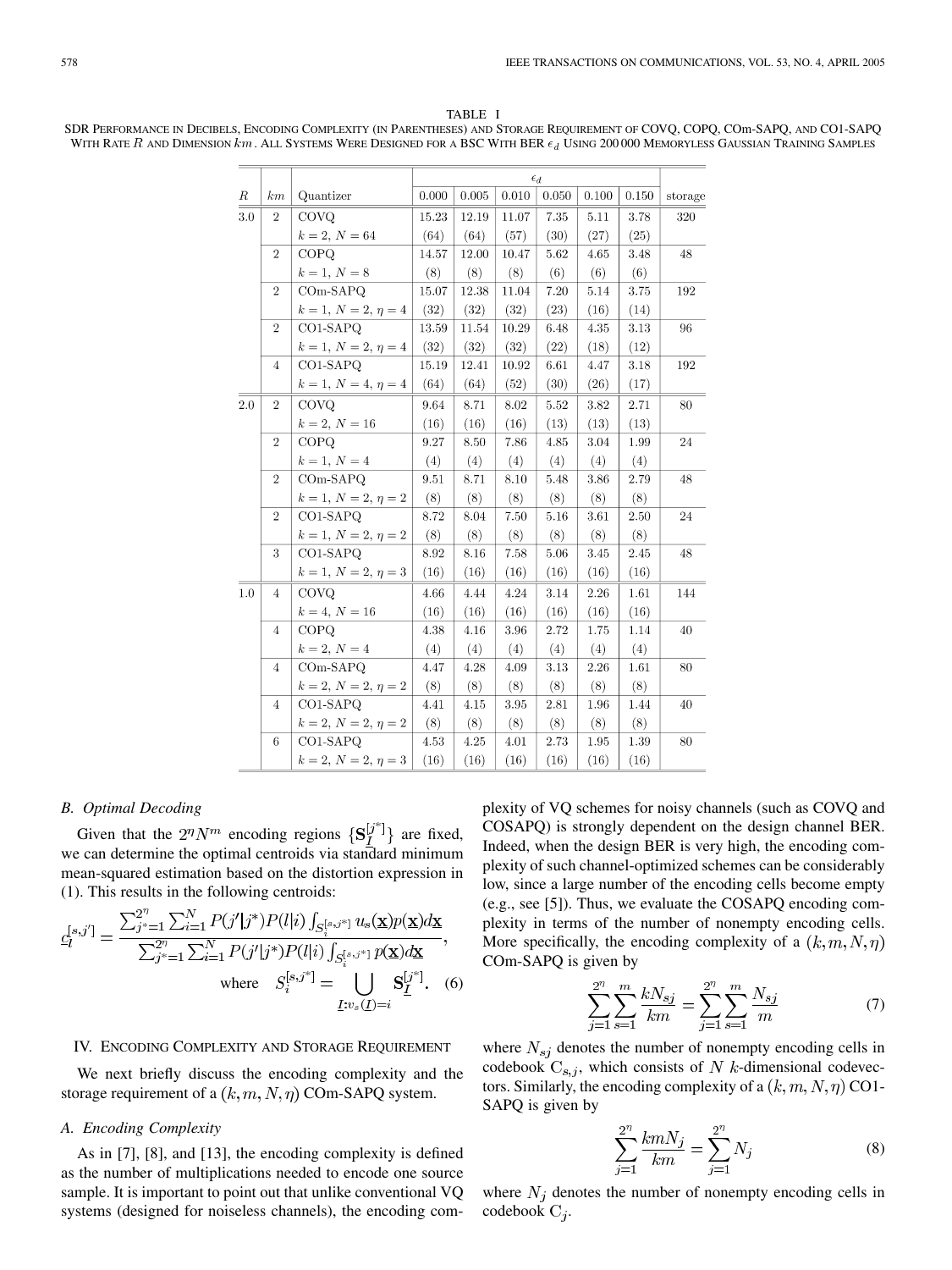TABLE I

SDR Performance in Decibels, Encoding Complexity (in Parentheses) and Storage Requirement of COVQ, COPQ, COm-SAPQ, and CO1-SAPQ With Rate $R$ and Dimension $km$. All Systems Were Designed for a BSC With BER $\epsilon_d$ Using 200 000 Memoryless Gaussian Training Samples

| $R$ | $km$ | Quantizer | $\epsilon_d$ 0.000 | 0.005 | 0.010 | 0.050 | 0.100 | 0.150 | storage |
|---|---|---|---|---|---|---|---|---|---|
| 3.0 | 2 | COVQ | 15.23 | 12.19 | 11.07 | 7.35 | 5.11 | 3.78 | 320 |
| | | $k=2,\ N=64$ | (64) | (64) | (57) | (30) | (27) | (25) | |
| | 2 | COPQ | 14.57 | 12.00 | 10.47 | 5.62 | 4.65 | 3.48 | 48 |
| | | $k=1,\ N=8$ | (8) | (8) | (8) | (6) | (6) | (6) | |
| | 2 | COm-SAPQ | 15.07 | 12.38 | 11.04 | 7.20 | 5.14 | 3.75 | 192 |
| | | $k=1,\ N=2,\ \eta=4$ | (32) | (32) | (32) | (23) | (16) | (14) | |
| | 2 | CO1-SAPQ | 13.59 | 11.54 | 10.29 | 6.48 | 4.35 | 3.13 | 96 |
| | | $k=1,\ N=2,\ \eta=4$ | (32) | (32) | (32) | (22) | (18) | (12) | |
| | 4 | CO1-SAPQ | 15.19 | 12.41 | 10.92 | 6.61 | 4.47 | 3.18 | 192 |
| | | $k=1,\ N=4,\ \eta=4$ | (64) | (64) | (52) | (30) | (26) | (17) | |
| 2.0 | 2 | COVQ | 9.64 | 8.71 | 8.02 | 5.52 | 3.82 | 2.71 | 80 |
| | | $k=2,\ N=16$ | (16) | (16) | (16) | (13) | (13) | (13) | |
| | 2 | COPQ | 9.27 | 8.50 | 7.86 | 4.85 | 3.04 | 1.99 | 24 |
| | | $k=1,\ N=4$ | (4) | (4) | (4) | (4) | (4) | (4) | |
| | 2 | COm-SAPQ | 9.51 | 8.71 | 8.10 | 5.48 | 3.86 | 2.79 | 48 |
| | | $k=1,\ N=2,\ \eta=2$ | (8) | (8) | (8) | (8) | (8) | (8) | |
| | 2 | CO1-SAPQ | 8.72 | 8.04 | 7.50 | 5.16 | 3.61 | 2.50 | 24 |
| | | $k=1,\ N=2,\ \eta=2$ | (8) | (8) | (8) | (8) | (8) | (8) | |
| | 3 | CO1-SAPQ | 8.92 | 8.16 | 7.58 | 5.06 | 3.45 | 2.45 | 48 |
| | | $k=1,\ N=2,\ \eta=3$ | (16) | (16) | (16) | (16) | (16) | (16) | |
| 1.0 | 4 | COVQ | 4.66 | 4.44 | 4.24 | 3.14 | 2.26 | 1.61 | 144 |
| | | $k=4,\ N=16$ | (16) | (16) | (16) | (16) | (16) | (16) | |
| | 4 | COPQ | 4.38 | 4.16 | 3.96 | 2.72 | 1.75 | 1.14 | 40 |
| | | $k=2,\ N=4$ | (4) | (4) | (4) | (4) | (4) | (4) | |
| | 4 | COm-SAPQ | 4.47 | 4.28 | 4.09 | 3.13 | 2.26 | 1.61 | 80 |
| | | $k=2,\ N=2,\ \eta=2$ | (8) | (8) | (8) | (8) | (8) | (8) | |
| | 4 | CO1-SAPQ | 4.41 | 4.15 | 3.95 | 2.81 | 1.96 | 1.44 | 40 |
| | | $k=2,\ N=2,\ \eta=2$ | (8) | (8) | (8) | (8) | (8) | (8) | |
| | 6 | CO1-SAPQ | 4.53 | 4.25 | 4.01 | 2.73 | 1.95 | 1.39 | 80 |
| | | $k=2,\ N=2,\ \eta=3$ | (16) | (16) | (16) | (16) | (16) | (16) | |

### B. Optimal Decoding

Given that the $2^\eta N^m$ encoding regions $\{\mathbf{S}_{\underline{I}}^{[j^*]}\}$ are fixed, we can determine the optimal centroids via standard minimum mean-squared estimation based on the distortion expression in (1). This results in the following centroids:

$$\underline{c}_l^{[s,j']} = \frac{\sum_{j^*=1}^{2^\eta}\sum_{i=1}^{N} P(j'|j^*)P(l|i)\int_{S_i^{[s,j^*]}} u_s(\mathbf{x})p(\mathbf{x})d\mathbf{x}}{\sum_{j^*=1}^{2^\eta}\sum_{i=1}^{N} P(j'|j^*)P(l|i)\int_{S_i^{[s,j^*]}} p(\mathbf{x})d\mathbf{x}},$$
$$\text{where} \quad S_i^{[s,j^*]} = \bigcup_{\underline{I}:v_s(\underline{I})=i} \mathbf{S}_{\underline{I}}^{[j^*]}. \quad (6)$$

## IV. Encoding Complexity and Storage Requirement

We next briefly discuss the encoding complexity and the storage requirement of a $(k,m,N,\eta)$ COm-SAPQ system.

### A. Encoding Complexity

As in [7], [8], and [13], the encoding complexity is defined as the number of multiplications needed to encode one source sample. It is important to point out that unlike conventional VQ systems (designed for noiseless channels), the encoding complexity of VQ schemes for noisy channels (such as COVQ and COSAPQ) is strongly dependent on the design channel BER. Indeed, when the design BER is very high, the encoding complexity of such channel-optimized schemes can be considerably low, since a large number of the encoding cells become empty (e.g., see [5]). Thus, we evaluate the COSAPQ encoding complexity in terms of the number of nonempty encoding cells. More specifically, the encoding complexity of a $(k,m,N,\eta)$ COm-SAPQ is given by

$$\sum_{j=1}^{2^\eta}\sum_{s=1}^{m}\frac{kN_{sj}}{km} = \sum_{j=1}^{2^\eta}\sum_{s=1}^{m}\frac{N_{sj}}{m} \quad (7)$$

where $N_{sj}$ denotes the number of nonempty encoding cells in codebook $\mathrm{C}_{s,j}$, which consists of $N$ $k$-dimensional codevectors. Similarly, the encoding complexity of a $(k,m,N,\eta)$ CO1-SAPQ is given by

$$\sum_{j=1}^{2^\eta}\frac{kmN_j}{km} = \sum_{j=1}^{2^\eta}N_j \quad (8)$$

where $N_j$ denotes the number of nonempty encoding cells in codebook $\mathrm{C}_j$.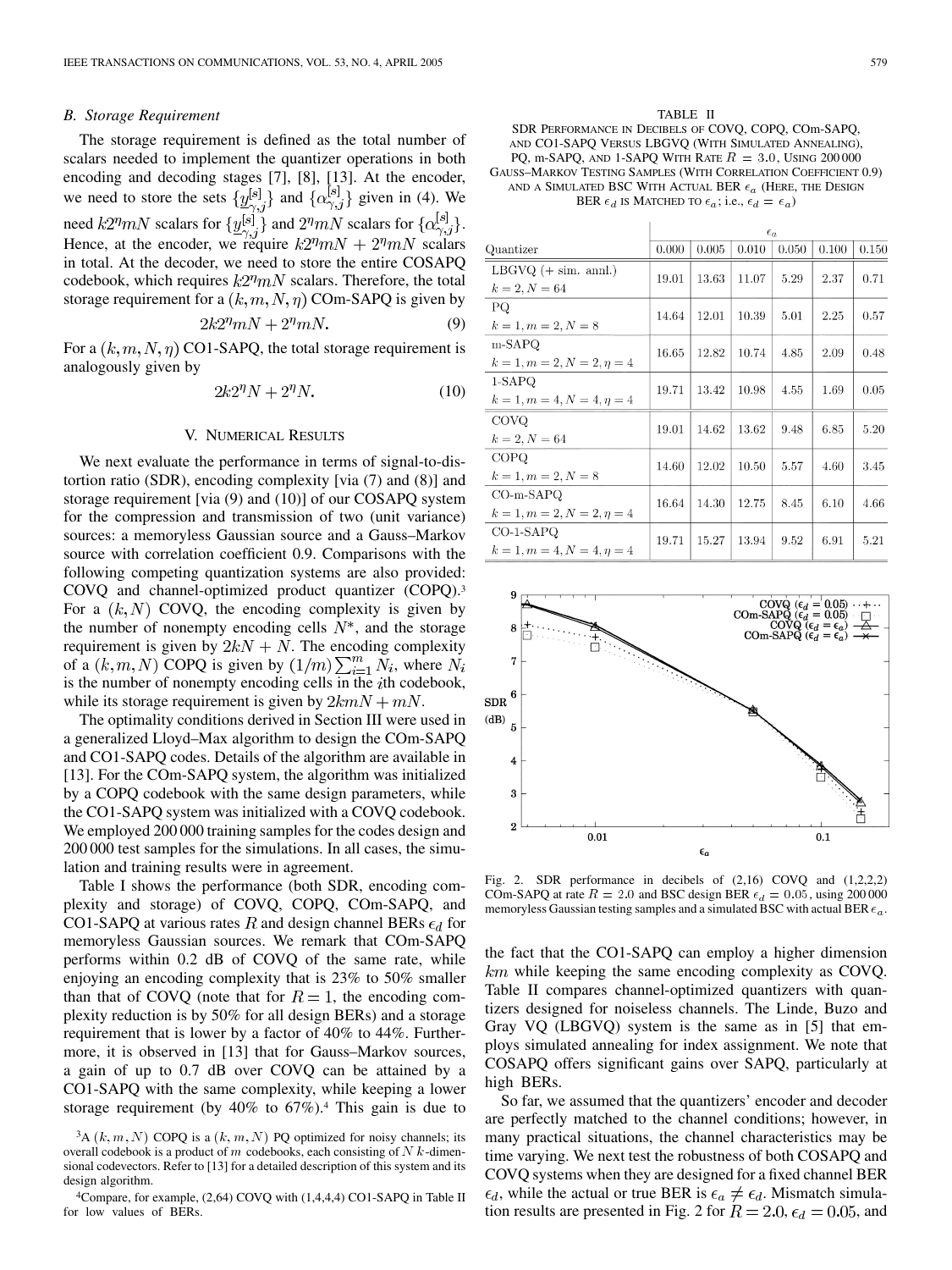### B. Storage Requirement

The storage requirement is defined as the total number of scalars needed to implement the quantizer operations in both encoding and decoding stages [7], [8], [13]. At the encoder, we need to store the sets $\{\underline{y}^{[s]}_{\gamma,j}\}$ and $\{\alpha^{[s]}_{\gamma,j}\}$ given in (4). We need $k2^{\eta}mN$ scalars for $\{\underline{y}^{[s]}_{\gamma,j}\}$ and $2^{\eta}mN$ scalars for $\{\alpha^{[s]}_{\gamma,j}\}$. Hence, at the encoder, we require $k2^{\eta}mN + 2^{\eta}mN$ scalars in total. At the decoder, we need to store the entire COSAPQ codebook, which requires $k2^{\eta}mN$ scalars. Therefore, the total storage requirement for a $(k,m,N,\eta)$ COm-SAPQ is given by

$$2k2^{\eta}mN + 2^{\eta}mN. \tag{9}$$

For a $(k,m,N,\eta)$ CO1-SAPQ, the total storage requirement is analogously given by

$$2k2^{\eta}N + 2^{\eta}N. \tag{10}$$

## V. Numerical Results

We next evaluate the performance in terms of signal-to-distortion ratio (SDR), encoding complexity [via (7) and (8)] and storage requirement [via (9) and (10)] of our COSAPQ system for the compression and transmission of two (unit variance) sources: a memoryless Gaussian source and a Gauss–Markov source with correlation coefficient 0.9. Comparisons with the following competing quantization systems are also provided: COVQ and channel-optimized product quantizer (COPQ).[3] For a $(k,N)$ COVQ, the encoding complexity is given by the number of nonempty encoding cells $N^*$, and the storage requirement is given by $2kN + N$. The encoding complexity of a $(k,m,N)$ COPQ is given by $(1/m)\sum_{i=1}^{m} N_i$, where $N_i$ is the number of nonempty encoding cells in the $i$th codebook, while its storage requirement is given by $2kmN + mN$.

The optimality conditions derived in Section III were used in a generalized Lloyd–Max algorithm to design the COm-SAPQ and CO1-SAPQ codes. Details of the algorithm are available in [13]. For the COm-SAPQ system, the algorithm was initialized by a COPQ codebook with the same design parameters, while the CO1-SAPQ system was initialized with a COVQ codebook. We employed 200 000 training samples for the codes design and 200 000 test samples for the simulations. In all cases, the simulation and training results were in agreement.

Table I shows the performance (both SDR, encoding complexity and storage) of COVQ, COPQ, COm-SAPQ, and CO1-SAPQ at various rates $R$ and design channel BERs $\epsilon_d$ for memoryless Gaussian sources. We remark that COm-SAPQ performs within 0.2 dB of COVQ of the same rate, while enjoying an encoding complexity that is 23% to 50% smaller than that of COVQ (note that for $R=1$, the encoding complexity reduction is by 50% for all design BERs) and a storage requirement that is lower by a factor of 40% to 44%. Furthermore, it is observed in [13] that for Gauss–Markov sources, a gain of up to 0.7 dB over COVQ can be attained by a CO1-SAPQ with the same complexity, while keeping a lower storage requirement (by 40% to 67%).[4] This gain is due to the fact that the CO1-SAPQ can employ a higher dimension $km$ while keeping the same encoding complexity as COVQ. Table II compares channel-optimized quantizers with quantizers designed for noiseless channels. The Linde, Buzo and Gray VQ (LBGVQ) system is the same as in [5] that employs simulated annealing for index assignment. We note that COSAPQ offers significant gains over SAPQ, particularly at high BERs.

So far, we assumed that the quantizers' encoder and decoder are perfectly matched to the channel conditions; however, in many practical situations, the channel characteristics may be time varying. We next test the robustness of both COSAPQ and COVQ systems when they are designed for a fixed channel BER $\epsilon_d$, while the actual or true BER is $\epsilon_a \neq \epsilon_d$. Mismatch simulation results are presented in Fig. 2 for $R=2.0$, $\epsilon_d = 0.05$, and

[3] A $(k,m,N)$ COPQ is a $(k,m,N)$ PQ optimized for noisy channels; its overall codebook is a product of $m$ codebooks, each consisting of $N$ $k$-dimensional codevectors. Refer to [13] for a detailed description of this system and its design algorithm.

[4] Compare, for example, (2,64) COVQ with (1,4,4,4) CO1-SAPQ in Table II for low values of BERs.

TABLE II

SDR Performance in Decibels of COVQ, COPQ, COm-SAPQ, and CO1-SAPQ Versus LBGVQ (With Simulated Annealing), PQ, m-SAPQ, and 1-SAPQ With Rate $R = 3.0$, Using 200 000 Gauss–Markov Testing Samples (With Correlation Coefficient 0.9) and a Simulated BSC With Actual BER $\epsilon_a$ (Here, the Design BER $\epsilon_d$ Is Matched to $\epsilon_a$; i.e., $\epsilon_d = \epsilon_a$)

| Quantizer | $\epsilon_a$ = 0.000 | 0.005 | 0.010 | 0.050 | 0.100 | 0.150 |
|---|---|---|---|---|---|---|
| LBGVQ (+ sim. annl.) $k=2, N=64$ | 19.01 | 13.63 | 11.07 | 5.29 | 2.37 | 0.71 |
| PQ $k=1, m=2, N=8$ | 14.64 | 12.01 | 10.39 | 5.01 | 2.25 | 0.57 |
| m-SAPQ $k=1, m=2, N=2, \eta=4$ | 16.65 | 12.82 | 10.74 | 4.85 | 2.09 | 0.48 |
| 1-SAPQ $k=1, m=4, N=4, \eta=4$ | 19.71 | 13.42 | 10.98 | 4.55 | 1.69 | 0.05 |
| COVQ $k=2, N=64$ | 19.01 | 14.62 | 13.62 | 9.48 | 6.85 | 5.20 |
| COPQ $k=1, m=2, N=8$ | 14.60 | 12.02 | 10.50 | 5.57 | 4.60 | 3.45 |
| CO-m-SAPQ $k=1, m=2, N=2, \eta=4$ | 16.64 | 14.30 | 12.75 | 8.45 | 6.10 | 4.66 |
| CO-1-SAPQ $k=1, m=4, N=4, \eta=4$ | 19.71 | 15.27 | 13.94 | 9.52 | 6.91 | 5.21 |

Fig. 2. SDR performance in decibels of (2,16) COVQ and (1,2,2,2) COm-SAPQ at rate $R = 2.0$ and BSC design BER $\epsilon_d = 0.05$, using 200 000 memoryless Gaussian testing samples and a simulated BSC with actual BER $\epsilon_a$.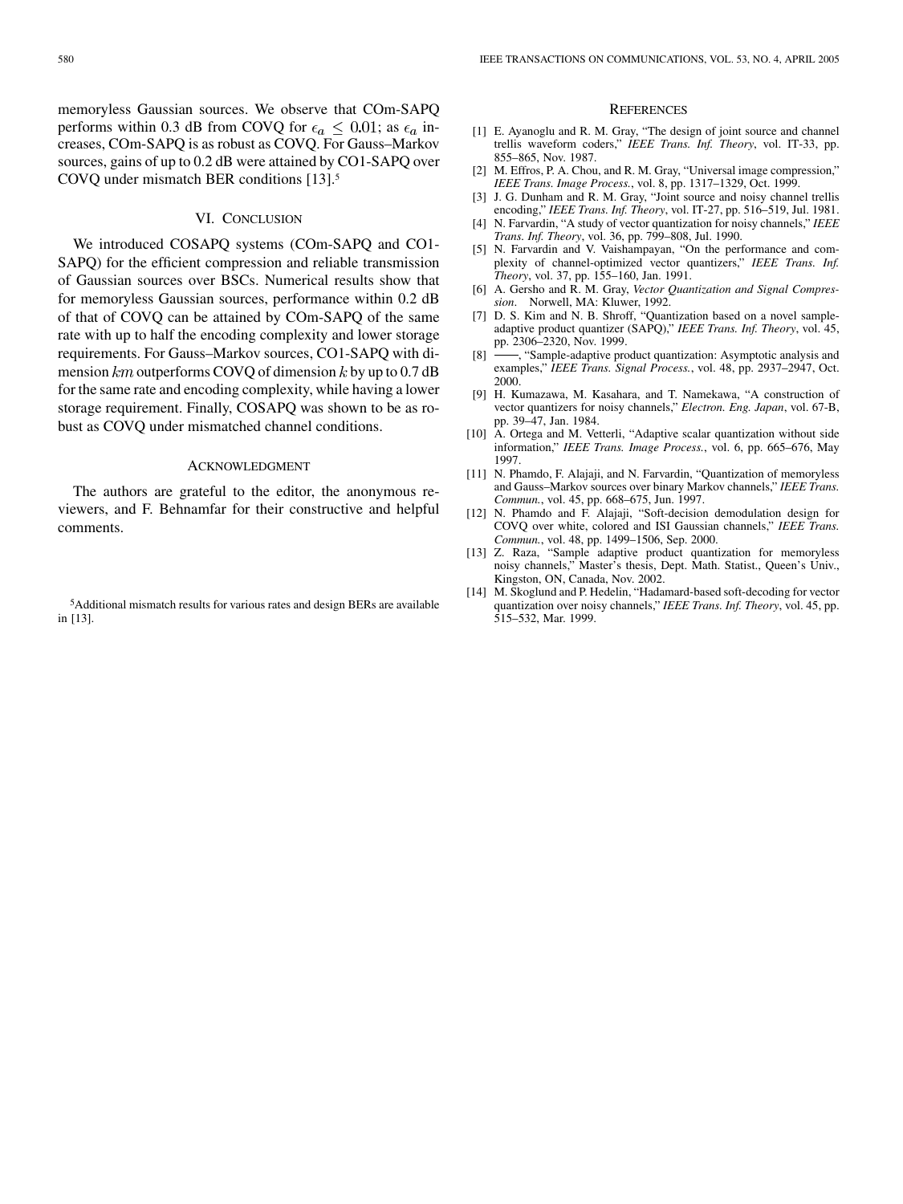memoryless Gaussian sources. We observe that COm-SAPQ performs within 0.3 dB from COVQ for $\epsilon_a \leq 0.01$; as $\epsilon_a$ increases, COm-SAPQ is as robust as COVQ. For Gauss–Markov sources, gains of up to 0.2 dB were attained by CO1-SAPQ over COVQ under mismatch BER conditions [13].[5]

## VI. Conclusion

We introduced COSAPQ systems (COm-SAPQ and CO1-SAPQ) for the efficient compression and reliable transmission of Gaussian sources over BSCs. Numerical results show that for memoryless Gaussian sources, performance within 0.2 dB of that of COVQ can be attained by COm-SAPQ of the same rate with up to half the encoding complexity and lower storage requirements. For Gauss–Markov sources, CO1-SAPQ with dimension $km$ outperforms COVQ of dimension $k$ by up to 0.7 dB for the same rate and encoding complexity, while having a lower storage requirement. Finally, COSAPQ was shown to be as robust as COVQ under mismatched channel conditions.

## Acknowledgment

The authors are grateful to the editor, the anonymous reviewers, and F. Behnamfar for their constructive and helpful comments.

[5]Additional mismatch results for various rates and design BERs are available in [13].

## References

[1] E. Ayanoglu and R. M. Gray, "The design of joint source and channel trellis waveform coders," *IEEE Trans. Inf. Theory*, vol. IT-33, pp. 855–865, Nov. 1987.

[2] M. Effros, P. A. Chou, and R. M. Gray, "Universal image compression," *IEEE Trans. Image Process.*, vol. 8, pp. 1317–1329, Oct. 1999.

[3] J. G. Dunham and R. M. Gray, "Joint source and noisy channel trellis encoding," *IEEE Trans. Inf. Theory*, vol. IT-27, pp. 516–519, Jul. 1981.

[4] N. Farvardin, "A study of vector quantization for noisy channels," *IEEE Trans. Inf. Theory*, vol. 36, pp. 799–808, Jul. 1990.

[5] N. Farvardin and V. Vaishampayan, "On the performance and complexity of channel-optimized vector quantizers," *IEEE Trans. Inf. Theory*, vol. 37, pp. 155–160, Jan. 1991.

[6] A. Gersho and R. M. Gray, *Vector Quantization and Signal Compression*. Norwell, MA: Kluwer, 1992.

[7] D. S. Kim and N. B. Shroff, "Quantization based on a novel sample-adaptive product quantizer (SAPQ)," *IEEE Trans. Inf. Theory*, vol. 45, pp. 2306–2320, Nov. 1999.

[8] ——, "Sample-adaptive product quantization: Asymptotic analysis and examples," *IEEE Trans. Signal Process.*, vol. 48, pp. 2937–2947, Oct. 2000.

[9] H. Kumazawa, M. Kasahara, and T. Namekawa, "A construction of vector quantizers for noisy channels," *Electron. Eng. Japan*, vol. 67-B, pp. 39–47, Jan. 1984.

[10] A. Ortega and M. Vetterli, "Adaptive scalar quantization without side information," *IEEE Trans. Image Process.*, vol. 6, pp. 665–676, May 1997.

[11] N. Phamdo, F. Alajaji, and N. Farvardin, "Quantization of memoryless and Gauss–Markov sources over binary Markov channels," *IEEE Trans. Commun.*, vol. 45, pp. 668–675, Jun. 1997.

[12] N. Phamdo and F. Alajaji, "Soft-decision demodulation design for COVQ over white, colored and ISI Gaussian channels," *IEEE Trans. Commun.*, vol. 48, pp. 1499–1506, Sep. 2000.

[13] Z. Raza, "Sample adaptive product quantization for memoryless noisy channels," Master's thesis, Dept. Math. Statist., Queen's Univ., Kingston, ON, Canada, Nov. 2002.

[14] M. Skoglund and P. Hedelin, "Hadamard-based soft-decoding for vector quantization over noisy channels," *IEEE Trans. Inf. Theory*, vol. 45, pp. 515–532, Mar. 1999.